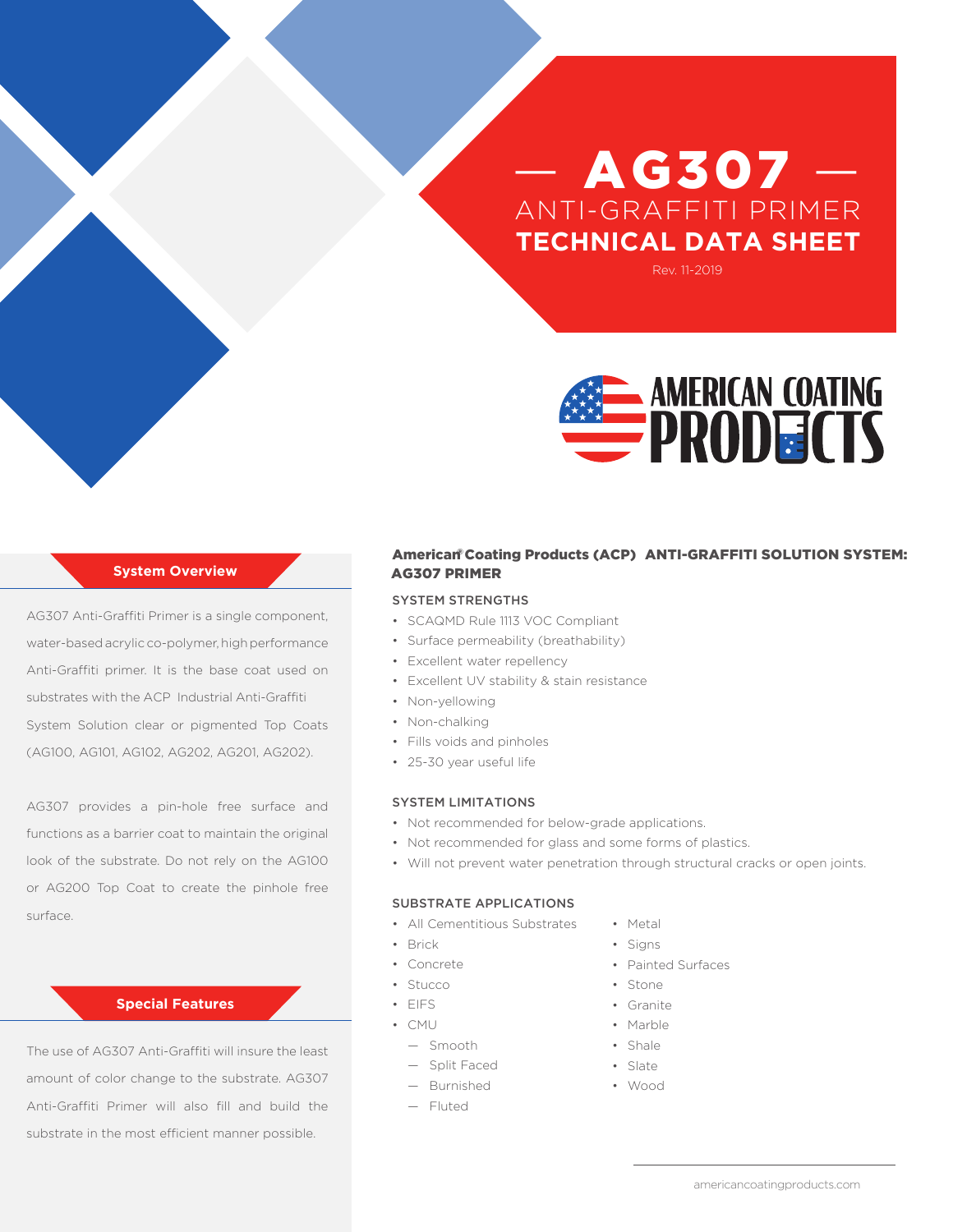# — AG307 —

## ANTI-GRAFFITI PRIMER

## TECHNICAL DATA SHEET

Rev. 11-2019

AMERICAN COATING PRODUCTS

### System Overview

AG307 Anti-Graffiti Primer is a single component, water-based acrylic co-polymer, high performance Anti-Graffiti primer. It is the base coat used on substrates with the ACP Industrial Anti-Graffiti System Solution clear or pigmented Top Coats (AG100, AG101, AG102, AG202, AG201, AG202).

AG307 provides a pin-hole free surface and functions as a barrier coat to maintain the original look of the substrate. Do not rely on the AG100 or AG200 Top Coat to create the pinhole free surface.

### Special Features

The use of AG307 Anti-Graffiti will insure the least amount of color change to the substrate. AG307 Anti-Graffiti Primer will also fill and build the substrate in the most efficient manner possible.

### American® Coating Products (ACP) ANTI-GRAFFITI SOLUTION SYSTEM: AG307 PRIMER

#### SYSTEM STRENGTHS

- SCAQMD Rule 1113 VOC Compliant
- Surface permeability (breathability)
- Excellent water repellency
- Excellent UV stability & stain resistance
- Non-yellowing
- Non-chalking
- Fills voids and pinholes
- 25-30 year useful life

#### SYSTEM LIMITATIONS

- Not recommended for below-grade applications.
- Not recommended for glass and some forms of plastics.
- Will not prevent water penetration through structural cracks or open joints.

#### SUBSTRATE APPLICATIONS

- All Cementitious Substrates
- Brick
- Concrete
- Stucco
- EIFS
- CMU
  - Smooth
  - Split Faced
  - Burnished
  - Fluted
- Metal
- Signs
- Painted Surfaces
- Stone
- Granite
- Marble
- Shale
- Slate
- Wood

americancoatingproducts.com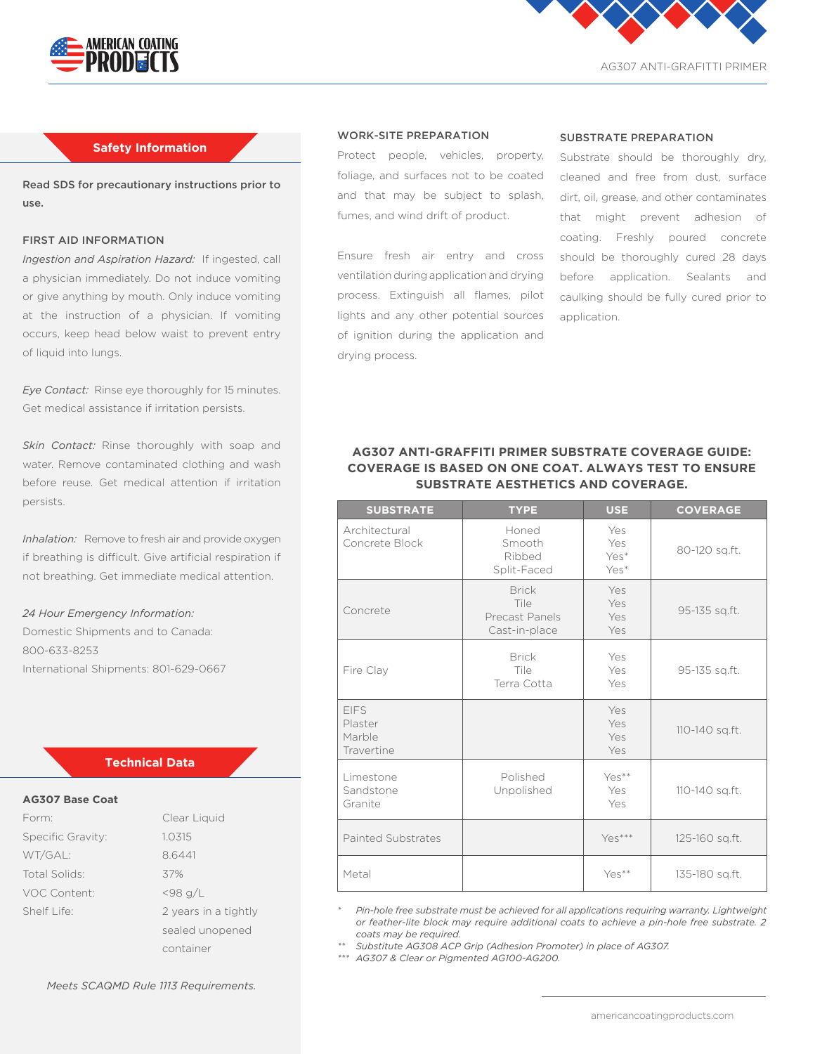## Safety Information

**Read SDS for precautionary instructions prior to use.**

### FIRST AID INFORMATION

*Ingestion and Aspiration Hazard:* If ingested, call a physician immediately. Do not induce vomiting or give anything by mouth. Only induce vomiting at the instruction of a physician. If vomiting occurs, keep head below waist to prevent entry of liquid into lungs.

*Eye Contact:* Rinse eye thoroughly for 15 minutes. Get medical assistance if irritation persists.

*Skin Contact:* Rinse thoroughly with soap and water. Remove contaminated clothing and wash before reuse. Get medical attention if irritation persists.

*Inhalation:* Remove to fresh air and provide oxygen if breathing is difficult. Give artificial respiration if not breathing. Get immediate medical attention.

*24 Hour Emergency Information:*
Domestic Shipments and to Canada: 800-633-8253
International Shipments: 801-629-0667

## Technical Data

**AG307 Base Coat**

| | |
|---|---|
| Form: | Clear Liquid |
| Specific Gravity: | 1.0315 |
| WT/GAL: | 8.6441 |
| Total Solids: | 37% |
| VOC Content: | <98 g/L |
| Shelf Life: | 2 years in a tightly sealed unopened container |

*Meets SCAQMD Rule 1113 Requirements.*

### WORK-SITE PREPARATION

Protect people, vehicles, property, foliage, and surfaces not to be coated and that may be subject to splash, fumes, and wind drift of product.

Ensure fresh air entry and cross ventilation during application and drying process. Extinguish all flames, pilot lights and any other potential sources of ignition during the application and drying process.

### SUBSTRATE PREPARATION

Substrate should be thoroughly dry, cleaned and free from dust, surface dirt, oil, grease, and other contaminates that might prevent adhesion of coating. Freshly poured concrete should be thoroughly cured 28 days before application. Sealants and caulking should be fully cured prior to application.

### AG307 ANTI-GRAFFITI PRIMER SUBSTRATE COVERAGE GUIDE: COVERAGE IS BASED ON ONE COAT. ALWAYS TEST TO ENSURE SUBSTRATE AESTHETICS AND COVERAGE.

| SUBSTRATE | TYPE | USE | COVERAGE |
|---|---|---|---|
| Architectural Concrete Block | Honed<br>Smooth<br>Ribbed<br>Split-Faced | Yes<br>Yes<br>Yes*<br>Yes* | 80-120 sq.ft. |
| Concrete | Brick<br>Tile<br>Precast Panels<br>Cast-in-place | Yes<br>Yes<br>Yes<br>Yes | 95-135 sq.ft. |
| Fire Clay | Brick<br>Tile<br>Terra Cotta | Yes<br>Yes<br>Yes | 95-135 sq.ft. |
| EIFS<br>Plaster<br>Marble<br>Travertine | | Yes<br>Yes<br>Yes<br>Yes | 110-140 sq.ft. |
| Limestone<br>Sandstone<br>Granite | Polished<br>Unpolished | Yes**<br>Yes<br>Yes | 110-140 sq.ft. |
| Painted Substrates | | Yes*** | 125-160 sq.ft. |
| Metal | | Yes** | 135-180 sq.ft. |

\* *Pin-hole free substrate must be achieved for all applications requiring warranty. Lightweight or feather-lite block may require additional coats to achieve a pin-hole free substrate. 2 coats may be required.*

** *Substitute AG308 ACP Grip (Adhesion Promoter) in place of AG307.*

*** *AG307 & Clear or Pigmented AG100-AG200.*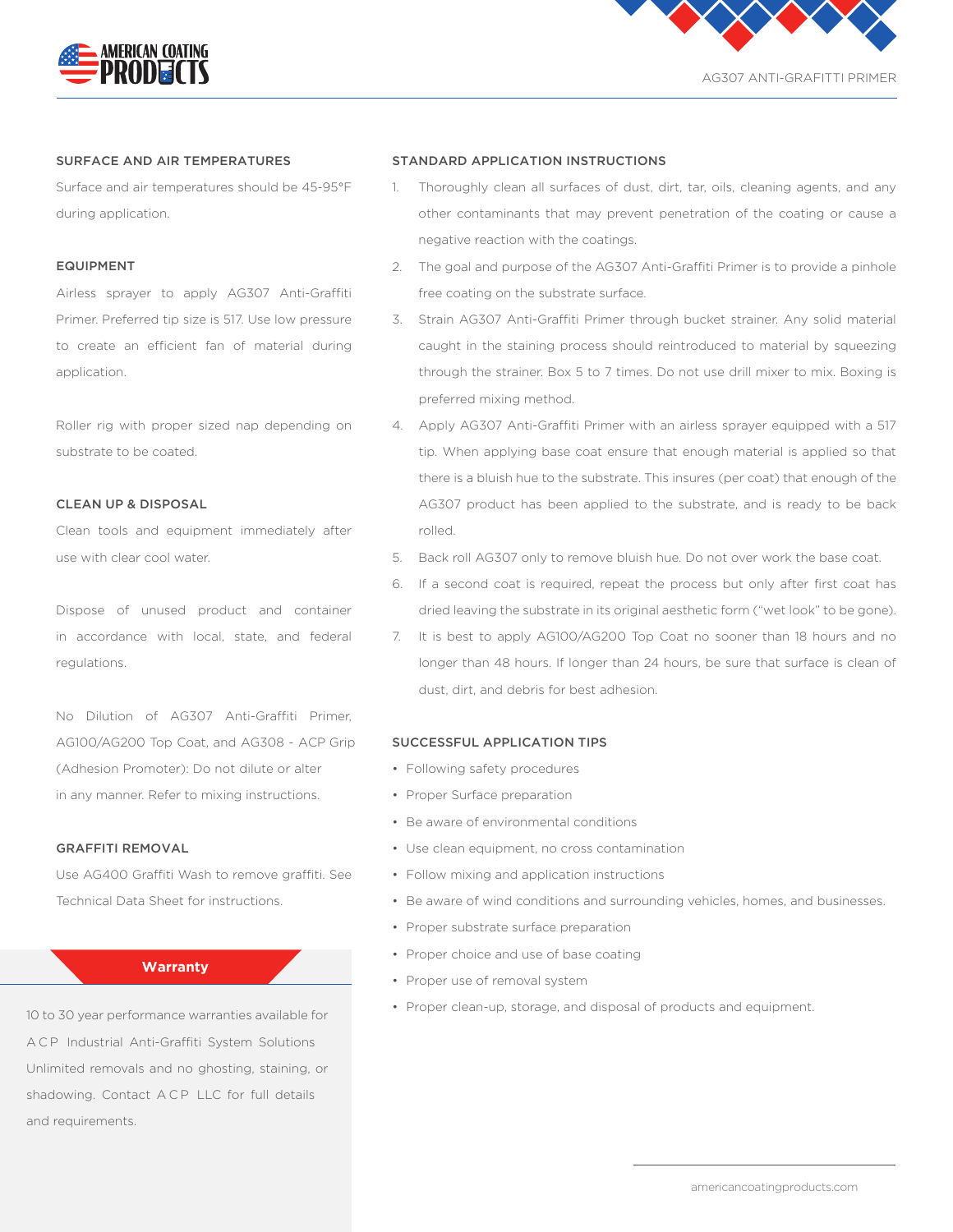## SURFACE AND AIR TEMPERATURES

Surface and air temperatures should be 45-95°F during application.

## EQUIPMENT

Airless sprayer to apply AG307 Anti-Graffiti Primer. Preferred tip size is 517. Use low pressure to create an efficient fan of material during application.

Roller rig with proper sized nap depending on substrate to be coated.

## CLEAN UP & DISPOSAL

Clean tools and equipment immediately after use with clear cool water.

Dispose of unused product and container in accordance with local, state, and federal regulations.

No Dilution of AG307 Anti-Graffiti Primer, AG100/AG200 Top Coat, and AG308 - ACP Grip (Adhesion Promoter): Do not dilute or alter in any manner. Refer to mixing instructions.

## GRAFFITI REMOVAL

Use AG400 Graffiti Wash to remove graffiti. See Technical Data Sheet for instructions.

## Warranty

10 to 30 year performance warranties available for A C P Industrial Anti-Graffiti System Solutions Unlimited removals and no ghosting, staining, or shadowing. Contact A C P LLC for full details and requirements.

## STANDARD APPLICATION INSTRUCTIONS

1. Thoroughly clean all surfaces of dust, dirt, tar, oils, cleaning agents, and any other contaminants that may prevent penetration of the coating or cause a negative reaction with the coatings.
2. The goal and purpose of the AG307 Anti-Graffiti Primer is to provide a pinhole free coating on the substrate surface.
3. Strain AG307 Anti-Graffiti Primer through bucket strainer. Any solid material caught in the staining process should reintroduced to material by squeezing through the strainer. Box 5 to 7 times. Do not use drill mixer to mix. Boxing is preferred mixing method.
4. Apply AG307 Anti-Graffiti Primer with an airless sprayer equipped with a 517 tip. When applying base coat ensure that enough material is applied so that there is a bluish hue to the substrate. This insures (per coat) that enough of the AG307 product has been applied to the substrate, and is ready to be back rolled.
5. Back roll AG307 only to remove bluish hue. Do not over work the base coat.
6. If a second coat is required, repeat the process but only after first coat has dried leaving the substrate in its original aesthetic form ("wet look" to be gone).
7. It is best to apply AG100/AG200 Top Coat no sooner than 18 hours and no longer than 48 hours. If longer than 24 hours, be sure that surface is clean of dust, dirt, and debris for best adhesion.

## SUCCESSFUL APPLICATION TIPS

- Following safety procedures
- Proper Surface preparation
- Be aware of environmental conditions
- Use clean equipment, no cross contamination
- Follow mixing and application instructions
- Be aware of wind conditions and surrounding vehicles, homes, and businesses.
- Proper substrate surface preparation
- Proper choice and use of base coating
- Proper use of removal system
- Proper clean-up, storage, and disposal of products and equipment.